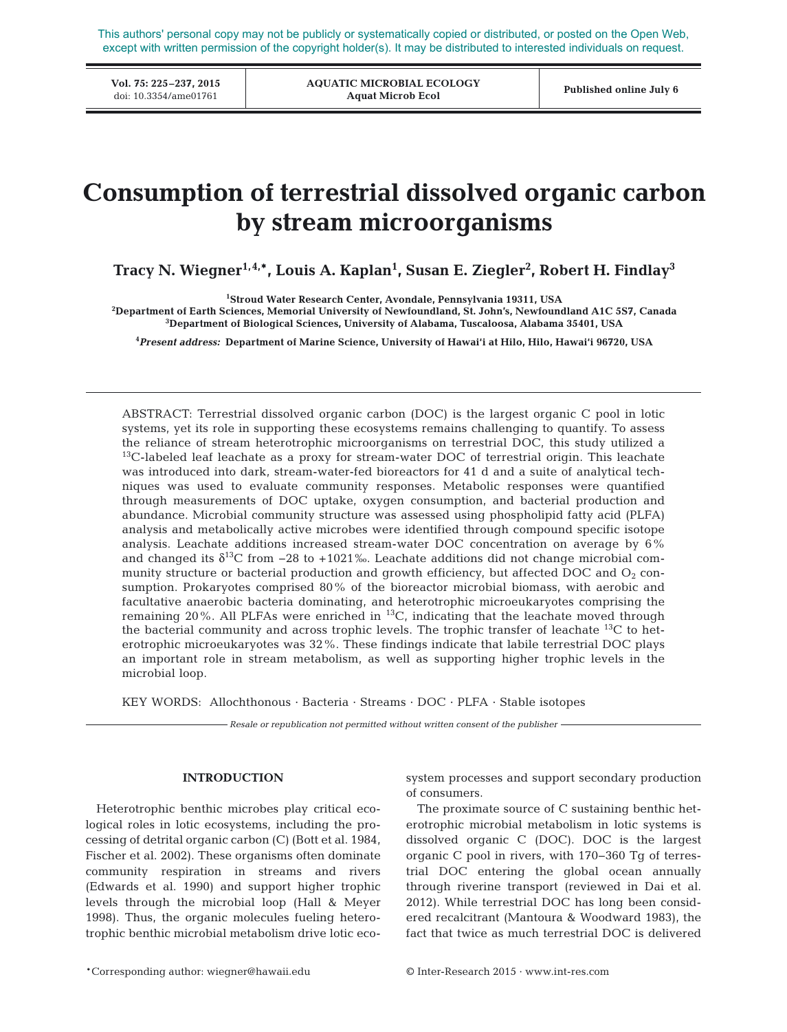This authors' personal copy may not be publicly or systematically copied or distributed, or posted on the Open Web, except with written permission of the copyright holder(s). It may be distributed to interested individuals on request.

# Consumption of terrestrial dissolved organic carbon by stream microorganisms

**Tracy N. Wiegner[1,4,\*], Louis A. Kaplan[1], Susan E. Ziegler[2], Robert H. Findlay[3]**

[1]Stroud Water Research Center, Avondale, Pennsylvania 19311, USA
[2]Department of Earth Sciences, Memorial University of Newfoundland, St. John's, Newfoundland A1C 5S7, Canada
[3]Department of Biological Sciences, University of Alabama, Tuscaloosa, Alabama 35401, USA

[4]*Present address:* Department of Marine Science, University of Hawai'i at Hilo, Hilo, Hawai'i 96720, USA

ABSTRACT: Terrestrial dissolved organic carbon (DOC) is the largest organic C pool in lotic systems, yet its role in supporting these ecosystems remains challenging to quantify. To assess the reliance of stream heterotrophic microorganisms on terrestrial DOC, this study utilized a $^{13}$C-labeled leaf leachate as a proxy for stream-water DOC of terrestrial origin. This leachate was introduced into dark, stream-water-fed bioreactors for 41 d and a suite of analytical techniques was used to evaluate community responses. Metabolic responses were quantified through measurements of DOC uptake, oxygen consumption, and bacterial production and abundance. Microbial community structure was assessed using phospholipid fatty acid (PLFA) analysis and metabolically active microbes were identified through compound specific isotope analysis. Leachate additions increased stream-water DOC concentration on average by 6% and changed its $\delta^{13}$C from −28 to +1021‰. Leachate additions did not change microbial community structure or bacterial production and growth efficiency, but affected DOC and $O_2$ consumption. Prokaryotes comprised 80% of the bioreactor microbial biomass, with aerobic and facultative anaerobic bacteria dominating, and heterotrophic microeukaryotes comprising the remaining 20%. All PLFAs were enriched in $^{13}$C, indicating that the leachate moved through the bacterial community and across trophic levels. The trophic transfer of leachate $^{13}$C to heterotrophic microeukaryotes was 32%. These findings indicate that labile terrestrial DOC plays an important role in stream metabolism, as well as supporting higher trophic levels in the microbial loop.

KEY WORDS: Allochthonous · Bacteria · Streams · DOC · PLFA · Stable isotopes

*Resale or republication not permitted without written consent of the publisher*

## INTRODUCTION

Heterotrophic benthic microbes play critical ecological roles in lotic ecosystems, including the processing of detrital organic carbon (C) (Bott et al. 1984, Fischer et al. 2002). These organisms often dominate community respiration in streams and rivers (Edwards et al. 1990) and support higher trophic levels through the microbial loop (Hall & Meyer 1998). Thus, the organic molecules fueling heterotrophic benthic microbial metabolism drive lotic ecosystem processes and support secondary production of consumers.

The proximate source of C sustaining benthic heterotrophic microbial metabolism in lotic systems is dissolved organic C (DOC). DOC is the largest organic C pool in rivers, with 170–360 Tg of terrestrial DOC entering the global ocean annually through riverine transport (reviewed in Dai et al. 2012). While terrestrial DOC has long been considered recalcitrant (Mantoura & Woodward 1983), the fact that twice as much terrestrial DOC is delivered

\*Corresponding author: wiegner@hawaii.edu

© Inter-Research 2015 · www.int-res.com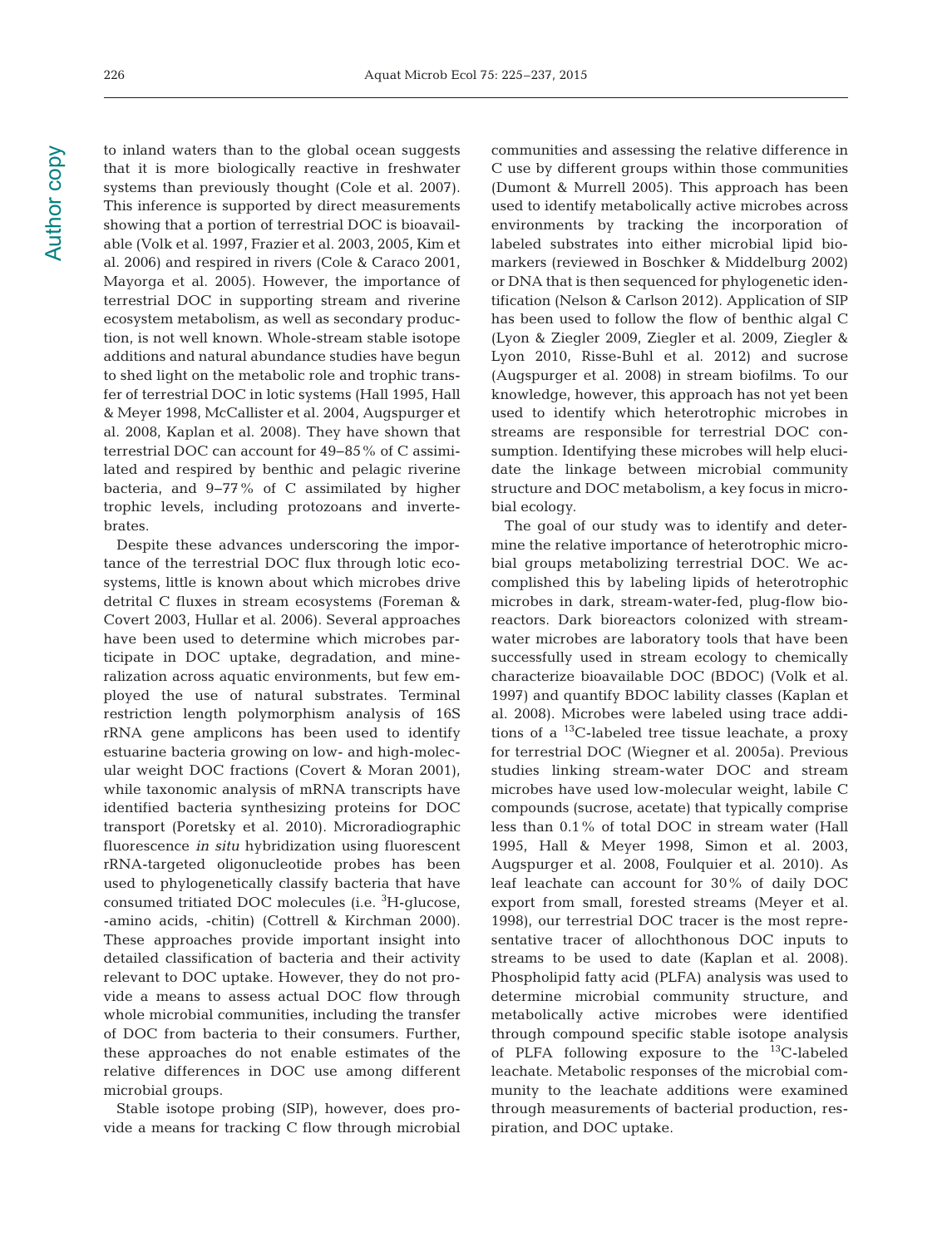to inland waters than to the global ocean suggests that it is more biologically reactive in freshwater systems than previously thought (Cole et al. 2007). This inference is supported by direct measurements showing that a portion of terrestrial DOC is bioavailable (Volk et al. 1997, Frazier et al. 2003, 2005, Kim et al. 2006) and respired in rivers (Cole & Caraco 2001, Mayorga et al. 2005). However, the importance of terrestrial DOC in supporting stream and riverine ecosystem metabolism, as well as secondary production, is not well known. Whole-stream stable isotope additions and natural abundance studies have begun to shed light on the metabolic role and trophic transfer of terrestrial DOC in lotic systems (Hall 1995, Hall & Meyer 1998, McCallister et al. 2004, Augspurger et al. 2008, Kaplan et al. 2008). They have shown that terrestrial DOC can account for 49–85% of C assimilated and respired by benthic and pelagic riverine bacteria, and 9–77% of C assimilated by higher trophic levels, including protozoans and invertebrates.

Despite these advances underscoring the importance of the terrestrial DOC flux through lotic ecosystems, little is known about which microbes drive detrital C fluxes in stream ecosystems (Foreman & Covert 2003, Hullar et al. 2006). Several approaches have been used to determine which microbes participate in DOC uptake, degradation, and mineralization across aquatic environments, but few employed the use of natural substrates. Terminal restriction length polymorphism analysis of 16S rRNA gene amplicons has been used to identify estuarine bacteria growing on low- and high-molecular weight DOC fractions (Covert & Moran 2001), while taxonomic analysis of mRNA transcripts have identified bacteria synthesizing proteins for DOC transport (Poretsky et al. 2010). Microradiographic fluorescence *in situ* hybridization using fluorescent rRNA-targeted oligonucleotide probes has been used to phylogenetically classify bacteria that have consumed tritiated DOC molecules (i.e. $^{3}$H-glucose, -amino acids, -chitin) (Cottrell & Kirchman 2000). These approaches provide important insight into detailed classification of bacteria and their activity relevant to DOC uptake. However, they do not provide a means to assess actual DOC flow through whole microbial communities, including the transfer of DOC from bacteria to their consumers. Further, these approaches do not enable estimates of the relative differences in DOC use among different microbial groups.

Stable isotope probing (SIP), however, does provide a means for tracking C flow through microbial communities and assessing the relative difference in C use by different groups within those communities (Dumont & Murrell 2005). This approach has been used to identify metabolically active microbes across environments by tracking the incorporation of labeled substrates into either microbial lipid biomarkers (reviewed in Boschker & Middelburg 2002) or DNA that is then sequenced for phylogenetic identification (Nelson & Carlson 2012). Application of SIP has been used to follow the flow of benthic algal C (Lyon & Ziegler 2009, Ziegler et al. 2009, Ziegler & Lyon 2010, Risse-Buhl et al. 2012) and sucrose (Augspurger et al. 2008) in stream biofilms. To our knowledge, however, this approach has not yet been used to identify which heterotrophic microbes in streams are responsible for terrestrial DOC consumption. Identifying these microbes will help elucidate the linkage between microbial community structure and DOC metabolism, a key focus in microbial ecology.

The goal of our study was to identify and determine the relative importance of heterotrophic microbial groups metabolizing terrestrial DOC. We accomplished this by labeling lipids of heterotrophic microbes in dark, stream-water-fed, plug-flow bioreactors. Dark bioreactors colonized with stream-water microbes are laboratory tools that have been successfully used in stream ecology to chemically characterize bioavailable DOC (BDOC) (Volk et al. 1997) and quantify BDOC lability classes (Kaplan et al. 2008). Microbes were labeled using trace additions of a $^{13}$C-labeled tree tissue leachate, a proxy for terrestrial DOC (Wiegner et al. 2005a). Previous studies linking stream-water DOC and stream microbes have used low-molecular weight, labile C compounds (sucrose, acetate) that typically comprise less than 0.1% of total DOC in stream water (Hall 1995, Hall & Meyer 1998, Simon et al. 2003, Augspurger et al. 2008, Foulquier et al. 2010). As leaf leachate can account for 30% of daily DOC export from small, forested streams (Meyer et al. 1998), our terrestrial DOC tracer is the most representative tracer of allochthonous DOC inputs to streams to be used to date (Kaplan et al. 2008). Phospholipid fatty acid (PLFA) analysis was used to determine microbial community structure, and metabolically active microbes were identified through compound specific stable isotope analysis of PLFA following exposure to the $^{13}$C-labeled leachate. Metabolic responses of the microbial community to the leachate additions were examined through measurements of bacterial production, respiration, and DOC uptake.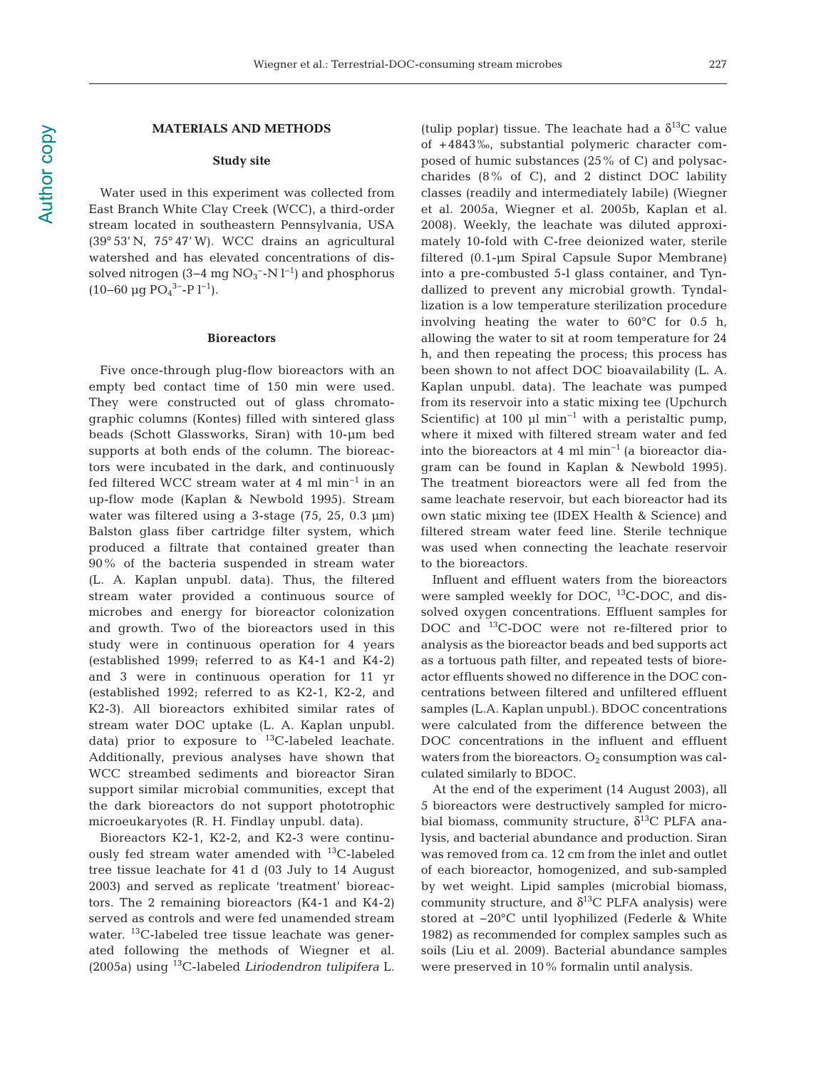## MATERIALS AND METHODS

### Study site

Water used in this experiment was collected from East Branch White Clay Creek (WCC), a third-order stream located in southeastern Pennsylvania, USA (39° 53′ N, 75° 47′ W). WCC drains an agricultural watershed and has elevated concentrations of dissolved nitrogen (3–4 mg $NO_3^-$-N $l^{-1}$) and phosphorus (10–60 µg $PO_4^{3-}$-P $l^{-1}$).

### Bioreactors

Five once-through plug-flow bioreactors with an empty bed contact time of 150 min were used. They were constructed out of glass chromatographic columns (Kontes) filled with sintered glass beads (Schott Glassworks, Siran) with 10-µm bed supports at both ends of the column. The bioreactors were incubated in the dark, and continuously fed filtered WCC stream water at 4 ml $min^{-1}$ in an up-flow mode (Kaplan & Newbold 1995). Stream water was filtered using a 3-stage (75, 25, 0.3 µm) Balston glass fiber cartridge filter system, which produced a filtrate that contained greater than 90% of the bacteria suspended in stream water (L. A. Kaplan unpubl. data). Thus, the filtered stream water provided a continuous source of microbes and energy for bioreactor colonization and growth. Two of the bioreactors used in this study were in continuous operation for 4 years (established 1999; referred to as K4-1 and K4-2) and 3 were in continuous operation for 11 yr (established 1992; referred to as K2-1, K2-2, and K2-3). All bioreactors exhibited similar rates of stream water DOC uptake (L. A. Kaplan unpubl. data) prior to exposure to $^{13}$C-labeled leachate. Additionally, previous analyses have shown that WCC streambed sediments and bioreactor Siran support similar microbial communities, except that the dark bioreactors do not support phototrophic microeukaryotes (R. H. Findlay unpubl. data).

Bioreactors K2-1, K2-2, and K2-3 were continuously fed stream water amended with $^{13}$C-labeled tree tissue leachate for 41 d (03 July to 14 August 2003) and served as replicate 'treatment' bioreactors. The 2 remaining bioreactors (K4-1 and K4-2) served as controls and were fed unamended stream water. $^{13}$C-labeled tree tissue leachate was generated following the methods of Wiegner et al. (2005a) using $^{13}$C-labeled *Liriodendron tulipifera* L. (tulip poplar) tissue. The leachate had a $\delta^{13}$C value of +4843‰, substantial polymeric character composed of humic substances (25% of C) and polysaccharides (8% of C), and 2 distinct DOC lability classes (readily and intermediately labile) (Wiegner et al. 2005a, Wiegner et al. 2005b, Kaplan et al. 2008). Weekly, the leachate was diluted approximately 10-fold with C-free deionized water, sterile filtered (0.1-µm Spiral Capsule Supor Membrane) into a pre-combusted 5-l glass container, and Tyndallized to prevent any microbial growth. Tyndallization is a low temperature sterilization procedure involving heating the water to 60°C for 0.5 h, allowing the water to sit at room temperature for 24 h, and then repeating the process; this process has been shown to not affect DOC bioavailability (L. A. Kaplan unpubl. data). The leachate was pumped from its reservoir into a static mixing tee (Upchurch Scientific) at 100 µl $min^{-1}$ with a peristaltic pump, where it mixed with filtered stream water and fed into the bioreactors at 4 ml $min^{-1}$ (a bioreactor diagram can be found in Kaplan & Newbold 1995). The treatment bioreactors were all fed from the same leachate reservoir, but each bioreactor had its own static mixing tee (IDEX Health & Science) and filtered stream water feed line. Sterile technique was used when connecting the leachate reservoir to the bioreactors.

Influent and effluent waters from the bioreactors were sampled weekly for DOC, $^{13}$C-DOC, and dissolved oxygen concentrations. Effluent samples for DOC and $^{13}$C-DOC were not re-filtered prior to analysis as the bioreactor beads and bed supports act as a tortuous path filter, and repeated tests of bioreactor effluents showed no difference in the DOC concentrations between filtered and unfiltered effluent samples (L.A. Kaplan unpubl.). BDOC concentrations were calculated from the difference between the DOC concentrations in the influent and effluent waters from the bioreactors. $O_2$ consumption was calculated similarly to BDOC.

At the end of the experiment (14 August 2003), all 5 bioreactors were destructively sampled for microbial biomass, community structure, $\delta^{13}$C PLFA analysis, and bacterial abundance and production. Siran was removed from ca. 12 cm from the inlet and outlet of each bioreactor, homogenized, and sub-sampled by wet weight. Lipid samples (microbial biomass, community structure, and $\delta^{13}$C PLFA analysis) were stored at −20°C until lyophilized (Federle & White 1982) as recommended for complex samples such as soils (Liu et al. 2009). Bacterial abundance samples were preserved in 10% formalin until analysis.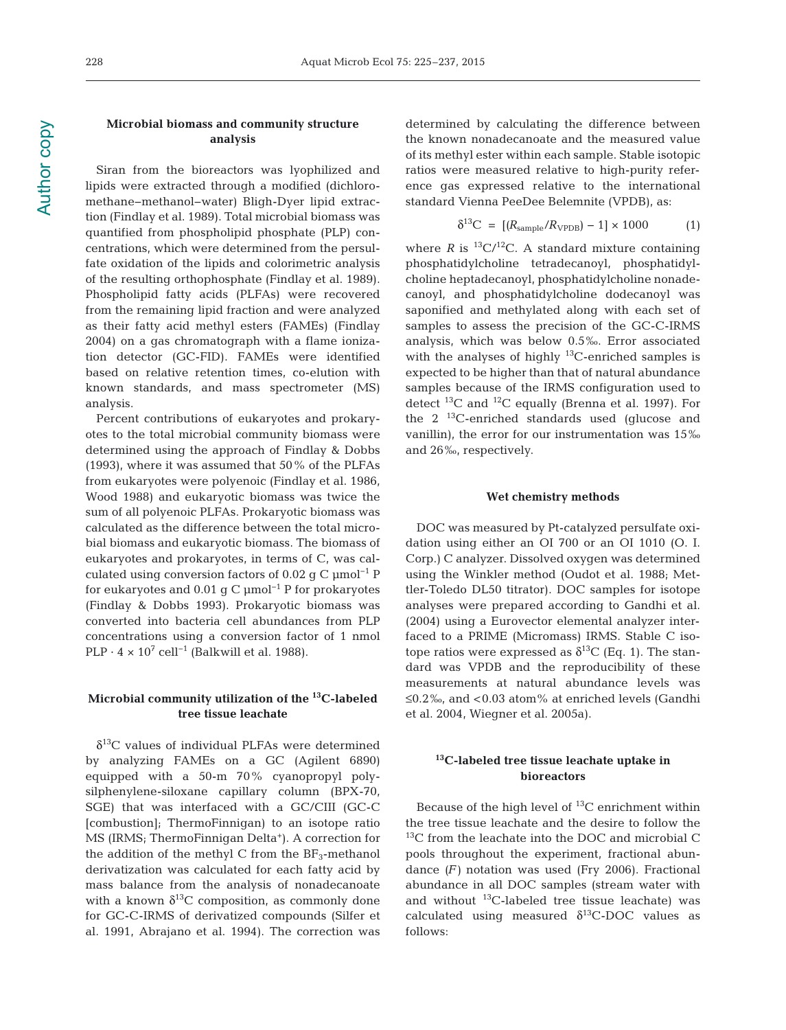### Microbial biomass and community structure analysis

Siran from the bioreactors was lyophilized and lipids were extracted through a modified (dichloromethane–methanol–water) Bligh-Dyer lipid extraction (Findlay et al. 1989). Total microbial biomass was quantified from phospholipid phosphate (PLP) concentrations, which were determined from the persulfate oxidation of the lipids and colorimetric analysis of the resulting orthophosphate (Findlay et al. 1989). Phospholipid fatty acids (PLFAs) were recovered from the remaining lipid fraction and were analyzed as their fatty acid methyl esters (FAMEs) (Findlay 2004) on a gas chromatograph with a flame ionization detector (GC-FID). FAMEs were identified based on relative retention times, co-elution with known standards, and mass spectrometer (MS) analysis.

Percent contributions of eukaryotes and prokaryotes to the total microbial community biomass were determined using the approach of Findlay & Dobbs (1993), where it was assumed that 50% of the PLFAs from eukaryotes were polyenoic (Findlay et al. 1986, Wood 1988) and eukaryotic biomass was twice the sum of all polyenoic PLFAs. Prokaryotic biomass was calculated as the difference between the total microbial biomass and eukaryotic biomass. The biomass of eukaryotes and prokaryotes, in terms of C, was calculated using conversion factors of 0.02 g C $\mu mol^{-1}$ P for eukaryotes and 0.01 g C $\mu mol^{-1}$ P for prokaryotes (Findlay & Dobbs 1993). Prokaryotic biomass was converted into bacteria cell abundances from PLP concentrations using a conversion factor of 1 nmol PLP $\cdot$ $4 \times 10^{7}$ $cell^{-1}$ (Balkwill et al. 1988).

### Microbial community utilization of the $^{13}C$-labeled tree tissue leachate

$\delta^{13}C$ values of individual PLFAs were determined by analyzing FAMEs on a GC (Agilent 6890) equipped with a 50-m 70% cyanopropyl polysilphenylene-siloxane capillary column (BPX-70, SGE) that was interfaced with a GC/CIII (GC-C [combustion]; ThermoFinnigan) to an isotope ratio MS (IRMS; ThermoFinnigan Delta+). A correction for the addition of the methyl C from the $BF_3$-methanol derivatization was calculated for each fatty acid by mass balance from the analysis of nonadecanoate with a known $\delta^{13}C$ composition, as commonly done for GC-C-IRMS of derivatized compounds (Silfer et al. 1991, Abrajano et al. 1994). The correction was determined by calculating the difference between the known nonadecanoate and the measured value of its methyl ester within each sample. Stable isotopic ratios were measured relative to high-purity reference gas expressed relative to the international standard Vienna PeeDee Belemnite (VPDB), as:

$$\delta^{13}C = [(R_{sample}/R_{VPDB}) - 1] \times 1000 \qquad (1)$$

where $R$ is $^{13}C/^{12}C$. A standard mixture containing phosphatidylcholine tetradecanoyl, phosphatidylcholine heptadecanoyl, phosphatidylcholine nonadecanoyl, and phosphatidylcholine dodecanoyl was saponified and methylated along with each set of samples to assess the precision of the GC-C-IRMS analysis, which was below 0.5‰. Error associated with the analyses of highly $^{13}C$-enriched samples is expected to be higher than that of natural abundance samples because of the IRMS configuration used to detect $^{13}C$ and $^{12}C$ equally (Brenna et al. 1997). For the 2 $^{13}C$-enriched standards used (glucose and vanillin), the error for our instrumentation was 15‰ and 26‰, respectively.

### Wet chemistry methods

DOC was measured by Pt-catalyzed persulfate oxidation using either an OI 700 or an OI 1010 (O. I. Corp.) C analyzer. Dissolved oxygen was determined using the Winkler method (Oudot et al. 1988; Mettler-Toledo DL50 titrator). DOC samples for isotope analyses were prepared according to Gandhi et al. (2004) using a Eurovector elemental analyzer interfaced to a PRIME (Micromass) IRMS. Stable C isotope ratios were expressed as $\delta^{13}C$ (Eq. 1). The standard was VPDB and the reproducibility of these measurements at natural abundance levels was ≤0.2‰, and <0.03 atom% at enriched levels (Gandhi et al. 2004, Wiegner et al. 2005a).

### $^{13}C$-labeled tree tissue leachate uptake in bioreactors

Because of the high level of $^{13}C$ enrichment within the tree tissue leachate and the desire to follow the $^{13}C$ from the leachate into the DOC and microbial C pools throughout the experiment, fractional abundance ($F$) notation was used (Fry 2006). Fractional abundance in all DOC samples (stream water with and without $^{13}C$-labeled tree tissue leachate) was calculated using measured $\delta^{13}C$-DOC values as follows: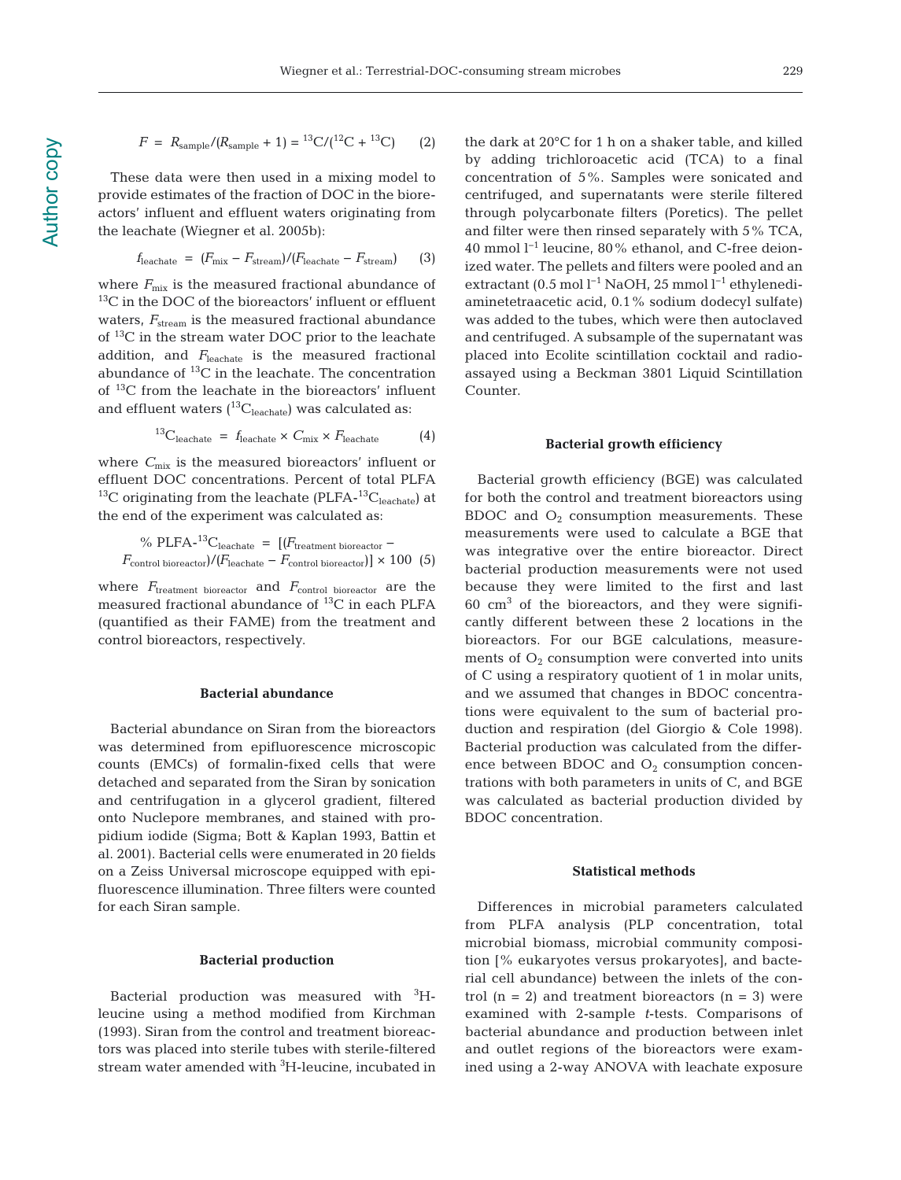$$F = R_{\text{sample}}/(R_{\text{sample}} + 1) = {}^{13}\text{C}/({}^{12}\text{C} + {}^{13}\text{C}) \quad (2)$$

These data were then used in a mixing model to provide estimates of the fraction of DOC in the bioreactors' influent and effluent waters originating from the leachate (Wiegner et al. 2005b):

$$f_{\text{leachate}} = (F_{\text{mix}} - F_{\text{stream}})/(F_{\text{leachate}} - F_{\text{stream}}) \quad (3)$$

where $F_{\text{mix}}$ is the measured fractional abundance of $^{13}C$ in the DOC of the bioreactors' influent or effluent waters, $F_{\text{stream}}$ is the measured fractional abundance of $^{13}C$ in the stream water DOC prior to the leachate addition, and $F_{\text{leachate}}$ is the measured fractional abundance of $^{13}C$ in the leachate. The concentration of $^{13}C$ from the leachate in the bioreactors' influent and effluent waters ($^{13}C_{\text{leachate}}$) was calculated as:

$$^{13}\text{C}_{\text{leachate}} = f_{\text{leachate}} \times C_{\text{mix}} \times F_{\text{leachate}} \quad (4)$$

where $C_{\text{mix}}$ is the measured bioreactors' influent or effluent DOC concentrations. Percent of total PLFA $^{13}C$ originating from the leachate (PLFA-$^{13}C_{\text{leachate}}$) at the end of the experiment was calculated as:

$$\%\ \text{PLFA-}^{13}\text{C}_{\text{leachate}} = [(F_{\text{treatment bioreactor}} - F_{\text{control bioreactor}})/(F_{\text{leachate}} - F_{\text{control bioreactor}})] \times 100 \quad (5)$$

where $F_{\text{treatment bioreactor}}$ and $F_{\text{control bioreactor}}$ are the measured fractional abundance of $^{13}C$ in each PLFA (quantified as their FAME) from the treatment and control bioreactors, respectively.

### Bacterial abundance

Bacterial abundance on Siran from the bioreactors was determined from epifluorescence microscopic counts (EMCs) of formalin-fixed cells that were detached and separated from the Siran by sonication and centrifugation in a glycerol gradient, filtered onto Nuclepore membranes, and stained with propidium iodide (Sigma; Bott & Kaplan 1993, Battin et al. 2001). Bacterial cells were enumerated in 20 fields on a Zeiss Universal microscope equipped with epifluorescence illumination. Three filters were counted for each Siran sample.

### Bacterial production

Bacterial production was measured with $^{3}H$-leucine using a method modified from Kirchman (1993). Siran from the control and treatment bioreactors was placed into sterile tubes with sterile-filtered stream water amended with $^{3}H$-leucine, incubated in the dark at 20°C for 1 h on a shaker table, and killed by adding trichloroacetic acid (TCA) to a final concentration of 5%. Samples were sonicated and centrifuged, and supernatants were sterile filtered through polycarbonate filters (Poretics). The pellet and filter were then rinsed separately with 5% TCA, 40 mmol $l^{-1}$ leucine, 80% ethanol, and C-free deionized water. The pellets and filters were pooled and an extractant (0.5 mol $l^{-1}$ NaOH, 25 mmol $l^{-1}$ ethylenediaminetetraacetic acid, 0.1% sodium dodecyl sulfate) was added to the tubes, which were then autoclaved and centrifuged. A subsample of the supernatant was placed into Ecolite scintillation cocktail and radioassayed using a Beckman 3801 Liquid Scintillation Counter.

### Bacterial growth efficiency

Bacterial growth efficiency (BGE) was calculated for both the control and treatment bioreactors using BDOC and $O_2$ consumption measurements. These measurements were used to calculate a BGE that was integrative over the entire bioreactor. Direct bacterial production measurements were not used because they were limited to the first and last 60 $cm^3$ of the bioreactors, and they were significantly different between these 2 locations in the bioreactors. For our BGE calculations, measurements of $O_2$ consumption were converted into units of C using a respiratory quotient of 1 in molar units, and we assumed that changes in BDOC concentrations were equivalent to the sum of bacterial production and respiration (del Giorgio & Cole 1998). Bacterial production was calculated from the difference between BDOC and $O_2$ consumption concentrations with both parameters in units of C, and BGE was calculated as bacterial production divided by BDOC concentration.

### Statistical methods

Differences in microbial parameters calculated from PLFA analysis (PLP concentration, total microbial biomass, microbial community composition [% eukaryotes versus prokaryotes], and bacterial cell abundance) between the inlets of the control ($n = 2$) and treatment bioreactors ($n = 3$) were examined with 2-sample *t*-tests. Comparisons of bacterial abundance and production between inlet and outlet regions of the bioreactors were examined using a 2-way ANOVA with leachate exposure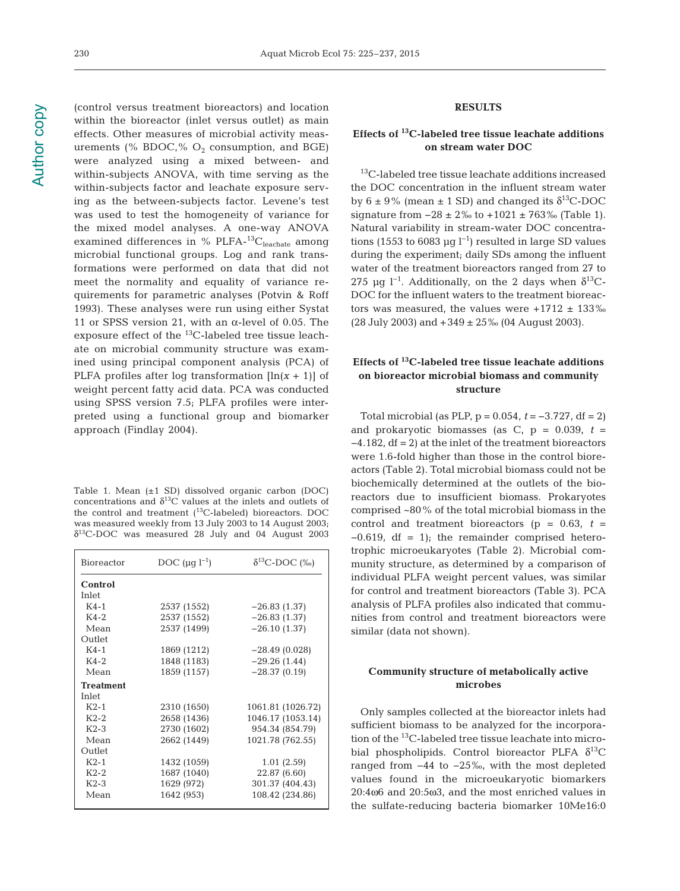(control versus treatment bioreactors) and location within the bioreactor (inlet versus outlet) as main effects. Other measures of microbial activity measurements (% BDOC,% $O_2$ consumption, and BGE) were analyzed using a mixed between- and within-subjects ANOVA, with time serving as the within-subjects factor and leachate exposure serving as the between-subjects factor. Levene's test was used to test the homogeneity of variance for the mixed model analyses. A one-way ANOVA examined differences in % PLFA-$^{13}C_{leachate}$ among microbial functional groups. Log and rank transformations were performed on data that did not meet the normality and equality of variance requirements for parametric analyses (Potvin & Roff 1993). These analyses were run using either Systat 11 or SPSS version 21, with an α-level of 0.05. The exposure effect of the $^{13}$C-labeled tree tissue leachate on microbial community structure was examined using principal component analysis (PCA) of PLFA profiles after log transformation [ln(x + 1)] of weight percent fatty acid data. PCA was conducted using SPSS version 7.5; PLFA profiles were interpreted using a functional group and biomarker approach (Findlay 2004).

Table 1. Mean (±1 SD) dissolved organic carbon (DOC) concentrations and $\delta^{13}$C values at the inlets and outlets of the control and treatment ($^{13}$C-labeled) bioreactors. DOC was measured weekly from 13 July 2003 to 14 August 2003; $\delta^{13}$C-DOC was measured 28 July and 04 August 2003

| Bioreactor | DOC (µg $l^{-1}$) | $\delta^{13}$C-DOC (‰) |
|---|---|---|
| **Control** | | |
| Inlet | | |
| K4-1 | 2537 (1552) | −26.83 (1.37) |
| K4-2 | 2537 (1552) | −26.83 (1.37) |
| Mean | 2537 (1499) | −26.10 (1.37) |
| Outlet | | |
| K4-1 | 1869 (1212) | −28.49 (0.028) |
| K4-2 | 1848 (1183) | −29.26 (1.44) |
| Mean | 1859 (1157) | −28.37 (0.19) |
| **Treatment** | | |
| Inlet | | |
| K2-1 | 2310 (1650) | 1061.81 (1026.72) |
| K2-2 | 2658 (1436) | 1046.17 (1053.14) |
| K2-3 | 2730 (1602) | 954.34 (854.79) |
| Mean | 2662 (1449) | 1021.78 (762.55) |
| Outlet | | |
| K2-1 | 1432 (1059) | 1.01 (2.59) |
| K2-2 | 1687 (1040) | 22.87 (6.60) |
| K2-3 | 1629 (972) | 301.37 (404.43) |
| Mean | 1642 (953) | 108.42 (234.86) |

## RESULTS

### Effects of $^{13}$C-labeled tree tissue leachate additions on stream water DOC

$^{13}$C-labeled tree tissue leachate additions increased the DOC concentration in the influent stream water by 6 ± 9% (mean ± 1 SD) and changed its $\delta^{13}$C-DOC signature from −28 ± 2‰ to +1021 ± 763‰ (Table 1). Natural variability in stream-water DOC concentrations (1553 to 6083 µg $l^{-1}$) resulted in large SD values during the experiment; daily SDs among the influent water of the treatment bioreactors ranged from 27 to 275 µg $l^{-1}$. Additionally, on the 2 days when $\delta^{13}$C-DOC for the influent waters to the treatment bioreactors was measured, the values were +1712 ± 133‰ (28 July 2003) and +349 ± 25‰ (04 August 2003).

### Effects of $^{13}$C-labeled tree tissue leachate additions on bioreactor microbial biomass and community structure

Total microbial (as PLP, $p = 0.054$, $t = -3.727$, df = 2) and prokaryotic biomasses (as C, $p = 0.039$, $t = -4.182$, df = 2) at the inlet of the treatment bioreactors were 1.6-fold higher than those in the control bioreactors (Table 2). Total microbial biomass could not be biochemically determined at the outlets of the bioreactors due to insufficient biomass. Prokaryotes comprised ~80% of the total microbial biomass in the control and treatment bioreactors ($p = 0.63$, $t = -0.619$, df = 1); the remainder comprised heterotrophic microeukaryotes (Table 2). Microbial community structure, as determined by a comparison of individual PLFA weight percent values, was similar for control and treatment bioreactors (Table 3). PCA analysis of PLFA profiles also indicated that communities from control and treatment bioreactors were similar (data not shown).

### Community structure of metabolically active microbes

Only samples collected at the bioreactor inlets had sufficient biomass to be analyzed for the incorporation of the $^{13}$C-labeled tree tissue leachate into microbial phospholipids. Control bioreactor PLFA $\delta^{13}$C ranged from −44 to −25‰, with the most depleted values found in the microeukaryotic biomarkers 20:4ω6 and 20:5ω3, and the most enriched values in the sulfate-reducing bacteria biomarker 10Me16:0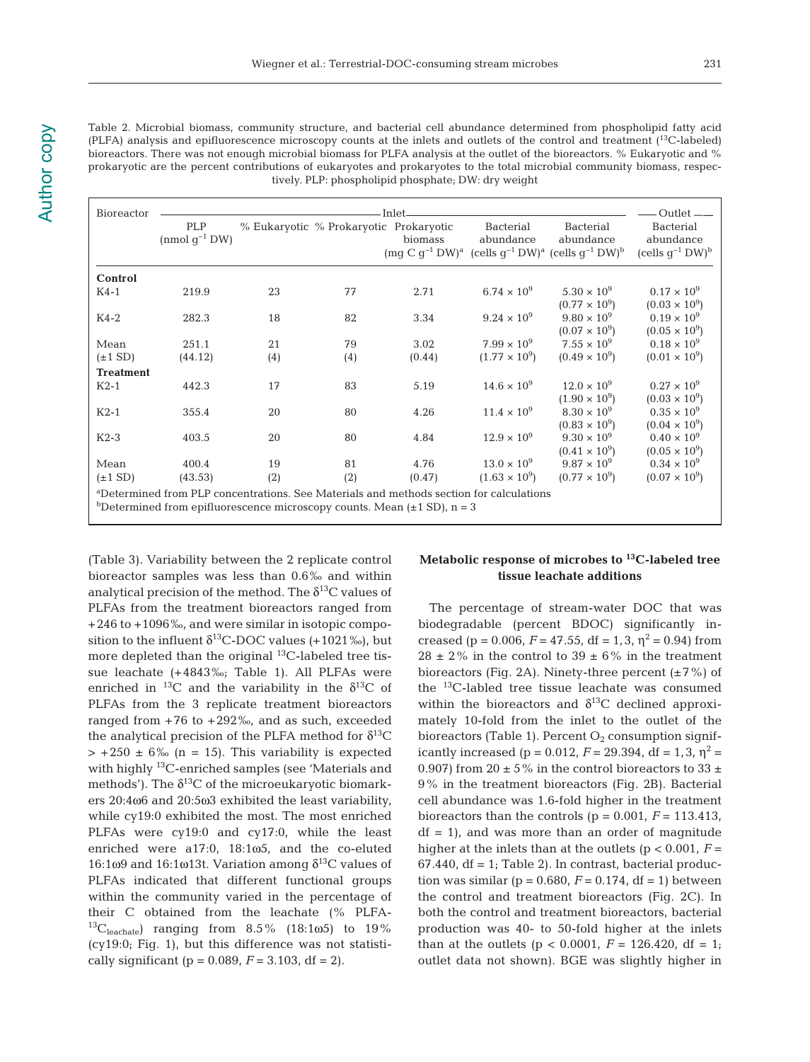Table 2. Microbial biomass, community structure, and bacterial cell abundance determined from phospholipid fatty acid (PLFA) analysis and epifluorescence microscopy counts at the inlets and outlets of the control and treatment ($^{13}$C-labeled) bioreactors. There was not enough microbial biomass for PLFA analysis at the outlet of the bioreactors. % Eukaryotic and % prokaryotic are the percent contributions of eukaryotes and prokaryotes to the total microbial community biomass, respectively. PLP: phospholipid phosphate; DW: dry weight

| Bioreactor | Inlet | | | | | | Outlet |
|---|---|---|---|---|---|---|---|
| | PLP (nmol g$^{-1}$ DW) | % Eukaryotic | % Prokaryotic | Prokaryotic biomass (mg C g$^{-1}$ DW)[a] | Bacterial abundance (cells g$^{-1}$ DW)[a] | Bacterial abundance (cells g$^{-1}$ DW)[b] | Bacterial abundance (cells g$^{-1}$ DW)[b] |
| **Control** | | | | | | | |
| K4-1 | 219.9 | 23 | 77 | 2.71 | $6.74 \times 10^9$ | $5.30 \times 10^9$ ($0.77 \times 10^9$) | $0.17 \times 10^9$ ($0.03 \times 10^9$) |
| K4-2 | 282.3 | 18 | 82 | 3.34 | $9.24 \times 10^9$ | $9.80 \times 10^9$ ($0.07 \times 10^9$) | $0.19 \times 10^9$ ($0.05 \times 10^9$) |
| Mean (±1 SD) | 251.1 (44.12) | 21 (4) | 79 (4) | 3.02 (0.44) | $7.99 \times 10^9$ ($1.77 \times 10^9$) | $7.55 \times 10^9$ ($0.49 \times 10^9$) | $0.18 \times 10^9$ ($0.01 \times 10^9$) |
| **Treatment** | | | | | | | |
| K2-1 | 442.3 | 17 | 83 | 5.19 | $14.6 \times 10^9$ | $12.0 \times 10^9$ ($1.90 \times 10^9$) | $0.27 \times 10^9$ ($0.03 \times 10^9$) |
| K2-1 | 355.4 | 20 | 80 | 4.26 | $11.4 \times 10^9$ | $8.30 \times 10^9$ ($0.83 \times 10^9$) | $0.35 \times 10^9$ ($0.04 \times 10^9$) |
| K2-3 | 403.5 | 20 | 80 | 4.84 | $12.9 \times 10^9$ | $9.30 \times 10^9$ ($0.41 \times 10^9$) | $0.40 \times 10^9$ ($0.05 \times 10^9$) |
| Mean (±1 SD) | 400.4 (43.53) | 19 (2) | 81 (2) | 4.76 (0.47) | $13.0 \times 10^9$ ($1.63 \times 10^9$) | $9.87 \times 10^9$ ($0.77 \times 10^9$) | $0.34 \times 10^9$ ($0.07 \times 10^9$) |

[a]Determined from PLP concentrations. See Materials and methods section for calculations
[b]Determined from epifluorescence microscopy counts. Mean (±1 SD), n = 3

(Table 3). Variability between the 2 replicate control bioreactor samples was less than 0.6‰ and within analytical precision of the method. The $\delta^{13}$C values of PLFAs from the treatment bioreactors ranged from +246 to +1096‰, and were similar in isotopic composition to the influent $\delta^{13}$C-DOC values (+1021‰), but more depleted than the original $^{13}$C-labeled tree tissue leachate (+4843‰; Table 1). All PLFAs were enriched in $^{13}$C and the variability in the $\delta^{13}$C of PLFAs from the 3 replicate treatment bioreactors ranged from +76 to +292‰, and as such, exceeded the analytical precision of the PLFA method for $\delta^{13}$C > +250 ± 6‰ (n = 15). This variability is expected with highly $^{13}$C-enriched samples (see 'Materials and methods'). The $\delta^{13}$C of the microeukaryotic biomarkers 20:4ω6 and 20:5ω3 exhibited the least variability, while cy19:0 exhibited the most. The most enriched PLFAs were cy19:0 and cy17:0, while the least enriched were a17:0, 18:1ω5, and the co-eluted 16:1ω9 and 16:1ω13t. Variation among $\delta^{13}$C values of PLFAs indicated that different functional groups within the community varied in the percentage of their C obtained from the leachate (% PLFA-$^{13}C_{leachate}$) ranging from 8.5% (18:1ω5) to 19% (cy19:0; Fig. 1), but this difference was not statistically significant ($p = 0.089$, $F = 3.103$, df = 2).

### Metabolic response of microbes to $^{13}$C-labeled tree tissue leachate additions

The percentage of stream-water DOC that was biodegradable (percent BDOC) significantly increased ($p = 0.006$, $F = 47.55$, df = 1,3, $\eta^2 = 0.94$) from 28 ± 2% in the control to 39 ± 6% in the treatment bioreactors (Fig. 2A). Ninety-three percent (±7%) of the $^{13}$C-labled tree tissue leachate was consumed within the bioreactors and $\delta^{13}$C declined approximately 10-fold from the inlet to the outlet of the bioreactors (Table 1). Percent $O_2$ consumption significantly increased ($p = 0.012$, $F = 29.394$, df = 1,3, $\eta^2 = 0.907$) from 20 ± 5% in the control bioreactors to 33 ± 9% in the treatment bioreactors (Fig. 2B). Bacterial cell abundance was 1.6-fold higher in the treatment bioreactors than the controls ($p = 0.001$, $F = 113.413$, df = 1), and was more than an order of magnitude higher at the inlets than at the outlets ($p < 0.001$, $F = 67.440$, df = 1; Table 2). In contrast, bacterial production was similar ($p = 0.680$, $F = 0.174$, df = 1) between the control and treatment bioreactors (Fig. 2C). In both the control and treatment bioreactors, bacterial production was 40- to 50-fold higher at the inlets than at the outlets ($p < 0.0001$, $F = 126.420$, df = 1; outlet data not shown). BGE was slightly higher in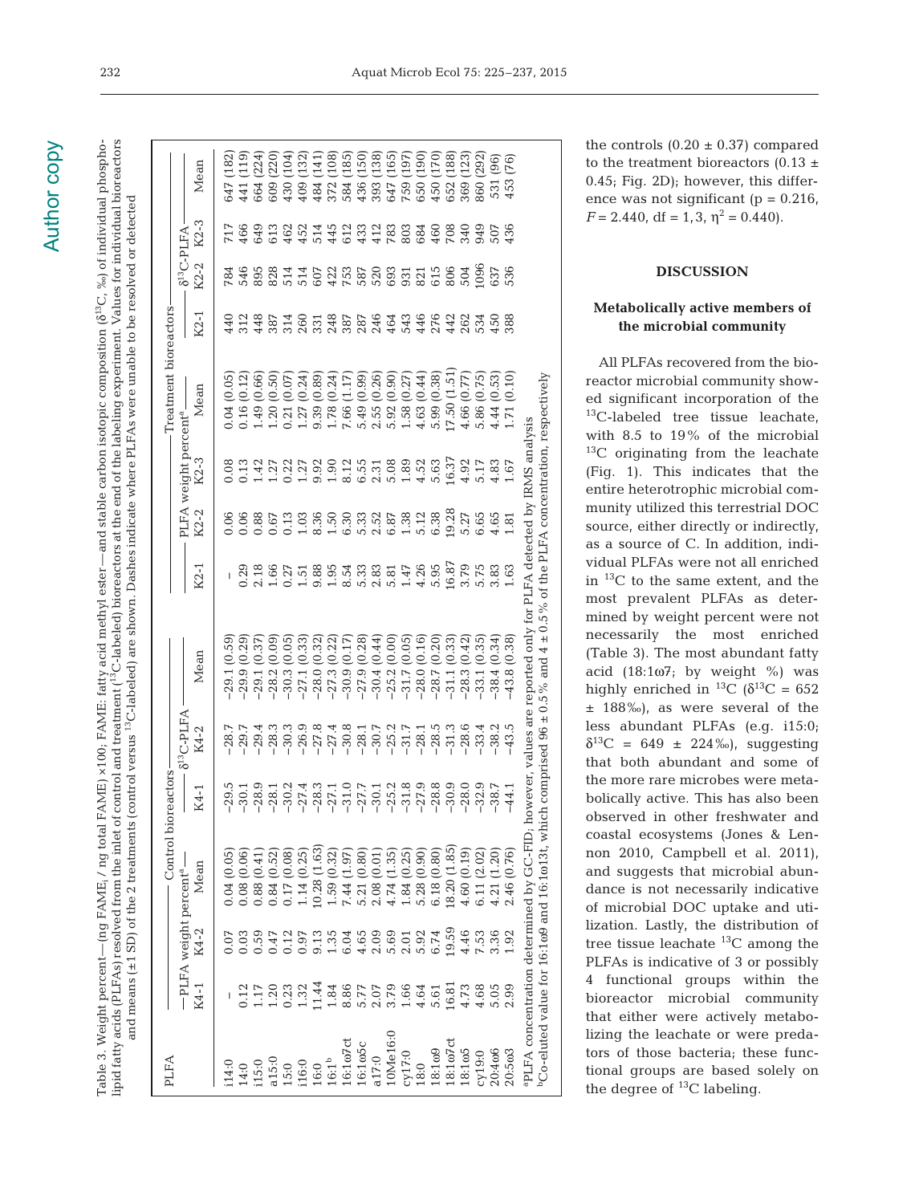Table 3. Weight percent—(ng FAME$_i$ / ng total FAME) ×100; FAME: fatty acid methyl ester—and stable carbon isotopic composition ($\delta^{13}$C, ‰) of individual phospholipid fatty acids (PLFAs) resolved from the inlet of control and treatment ($^{13}$C-labeled) bioreactors at the end of the labeling experiment. Values for individual bioreactors and means (±1 SD) of the 2 treatments (control versus $^{13}$C-labeled) are shown. Dashes indicate where PLFAs were unable to be resolved or detected

| PLFA | Control bioreactors | | | | | | Treatment bioreactors | | | | | | | |
|---|---|---|---|---|---|---|---|---|---|---|---|---|---|---|
| | PLFA weight percent[a] | | | $\delta^{13}$C-PLFA | | | PLFA weight percent[a] | | | | $\delta^{13}$C-PLFA | | | |
| | K4-1 | K4-2 | Mean | K4-1 | K4-2 | Mean | K2-1 | K2-2 | K2-3 | Mean | K2-1 | K2-2 | K2-3 | Mean |
| i14:0 | – | 0.07 | 0.04 (0.05) | −29.5 | −28.7 | −29.1 (0.59) | – | 0.06 | 0.08 | 0.04 (0.05) | 440 | 784 | 717 | 647 (182) |
| 14:0 | 0.12 | 0.03 | 0.08 (0.06) | −30.1 | −29.7 | −29.9 (0.29) | 0.29 | 0.06 | 0.13 | 0.16 (0.12) | 312 | 546 | 466 | 441 (119) |
| i15:0 | 1.17 | 0.59 | 0.88 (0.41) | −28.9 | −29.4 | −29.1 (0.37) | 2.18 | 0.88 | 1.42 | 1.49 (0.66) | 448 | 895 | 649 | 664 (224) |
| a15:0 | 1.20 | 0.47 | 0.84 (0.52) | −28.1 | −28.3 | −28.2 (0.09) | 1.66 | 0.67 | 1.27 | 1.20 (0.50) | 387 | 828 | 613 | 609 (220) |
| 15:0 | 0.23 | 0.12 | 0.17 (0.08) | −30.2 | −30.3 | −30.3 (0.05) | 0.27 | 0.13 | 0.22 | 0.21 (0.07) | 314 | 514 | 462 | 430 (104) |
| i16:0 | 1.32 | 0.97 | 1.14 (0.25) | −27.4 | −26.9 | −27.1 (0.33) | 1.51 | 1.03 | 1.27 | 1.27 (0.24) | 260 | 514 | 452 | 409 (132) |
| 16:0 | 11.44 | 9.13 | 10.28 (1.63) | −28.3 | −27.8 | −28.0 (0.32) | 9.88 | 8.36 | 9.92 | 9.39 (0.89) | 331 | 607 | 514 | 484 (141) |
| 16:1[b] | 1.84 | 1.35 | 1.59 (0.32) | −27.1 | −27.4 | −27.3 (0.22) | 1.95 | 1.50 | 1.90 | 1.78 (0.24) | 248 | 422 | 445 | 372 (108) |
| 16:1ω7ct | 8.86 | 6.04 | 7.44 (1.97) | −31.0 | −30.8 | −30.9 (0.17) | 8.54 | 6.30 | 8.12 | 7.66 (1.17) | 387 | 753 | 612 | 584 (185) |
| 16:1ω5c | 5.77 | 4.65 | 5.21 (0.80) | −27.7 | −28.1 | −27.9 (0.28) | 5.33 | 5.33 | 6.55 | 5.49 (0.99) | 287 | 587 | 433 | 436 (150) |
| a17:0 | 2.07 | 2.09 | 2.08 (0.01) | −30.1 | −30.7 | −30.4 (0.44) | 2.83 | 2.52 | 2.31 | 2.55 (0.26) | 246 | 520 | 412 | 393 (138) |
| 10Me16:0 | 3.79 | 5.69 | 4.74 (1.35) | −25.2 | −25.2 | −25.2 (0.00) | 5.81 | 6.87 | 5.08 | 5.92 (0.90) | 464 | 693 | 783 | 647 (165) |
| cy17:0 | 1.66 | 2.01 | 1.84 (0.25) | −31.8 | −31.7 | −31.7 (0.05) | 1.47 | 1.38 | 1.89 | 1.58 (0.27) | 543 | 931 | 803 | 759 (197) |
| 18:0 | 4.64 | 5.92 | 5.28 (0.90) | −27.9 | −28.1 | −28.0 (0.16) | 4.26 | 5.12 | 4.52 | 4.63 (0.44) | 446 | 821 | 684 | 650 (190) |
| 18:1ω9 | 5.61 | 6.74 | 6.18 (0.80) | −28.8 | −28.5 | −28.7 (0.20) | 5.95 | 6.38 | 5.63 | 5.99 (0.38) | 276 | 615 | 460 | 450 (170) |
| 18:1ω7ct | 16.81 | 19.59 | 18.20 (1.85) | −30.9 | −31.3 | −31.1 (0.33) | 16.87 | 19.28 | 16.37 | 17.50 (1.51) | 442 | 806 | 708 | 652 (188) |
| 18:1ω5 | 4.73 | 4.46 | 4.60 (0.19) | −28.0 | −28.6 | −28.3 (0.42) | 3.79 | 5.27 | 4.92 | 4.66 (0.77) | 262 | 504 | 340 | 369 (123) |
| cy19:0 | 4.68 | 7.53 | 6.11 (2.02) | −32.9 | −33.4 | −33.1 (0.35) | 5.75 | 6.65 | 5.17 | 5.86 (0.75) | 534 | 1096 | 949 | 860 (292) |
| 20:4ω6 | 5.05 | 3.36 | 4.21 (1.20) | −38.7 | −38.2 | −38.4 (0.34) | 3.83 | 4.65 | 4.83 | 4.44 (0.53) | 450 | 637 | 507 | 531 (96) |
| 20:5ω3 | 2.99 | 1.92 | 2.46 (0.76) | −44.1 | −43.5 | −43.8 (0.38) | 1.63 | 1.81 | 1.67 | 1.71 (0.10) | 388 | 536 | 436 | 453 (76) |

[a]PLFA concentration determined by GC-FID; however, values are reported only for PLFA detected by IRMS analysis

[b]Co-eluted value for 16:1ω9 and 16:1ω13t, which comprised 96 ± 0.5% and 4 ± 0.5% of the PLFA concentration, respectively

the controls (0.20 ± 0.37) compared to the treatment bioreactors (0.13 ± 0.45; Fig. 2D); however, this difference was not significant ($p = 0.216$, $F = 2.440$, df = 1,3, $\eta^2 = 0.440$).

## DISCUSSION

### Metabolically active members of the microbial community

All PLFAs recovered from the bioreactor microbial community showed significant incorporation of the $^{13}$C-labeled tree tissue leachate, with 8.5 to 19% of the microbial $^{13}$C originating from the leachate (Fig. 1). This indicates that the entire heterotrophic microbial community utilized this terrestrial DOC source, either directly or indirectly, as a source of C. In addition, individual PLFAs were not all enriched in $^{13}$C to the same extent, and the most prevalent PLFAs as determined by weight percent were not necessarily the most enriched (Table 3). The most abundant fatty acid (18:1ω7; by weight %) was highly enriched in $^{13}$C ($\delta^{13}$C = 652 ± 188‰), as were several of the less abundant PLFAs (e.g. i15:0; $\delta^{13}$C = 649 ± 224‰), suggesting that both abundant and some of the more rare microbes were metabolically active. This has also been observed in other freshwater and coastal ecosystems (Jones & Lennon 2010, Campbell et al. 2011), and suggests that microbial abundance is not necessarily indicative of microbial DOC uptake and utilization. Lastly, the distribution of tree tissue leachate $^{13}$C among the PLFAs is indicative of 3 or possibly 4 functional groups within the bioreactor microbial community that either were actively metabolizing the leachate or were predators of those bacteria; these functional groups are based solely on the degree of $^{13}$C labeling.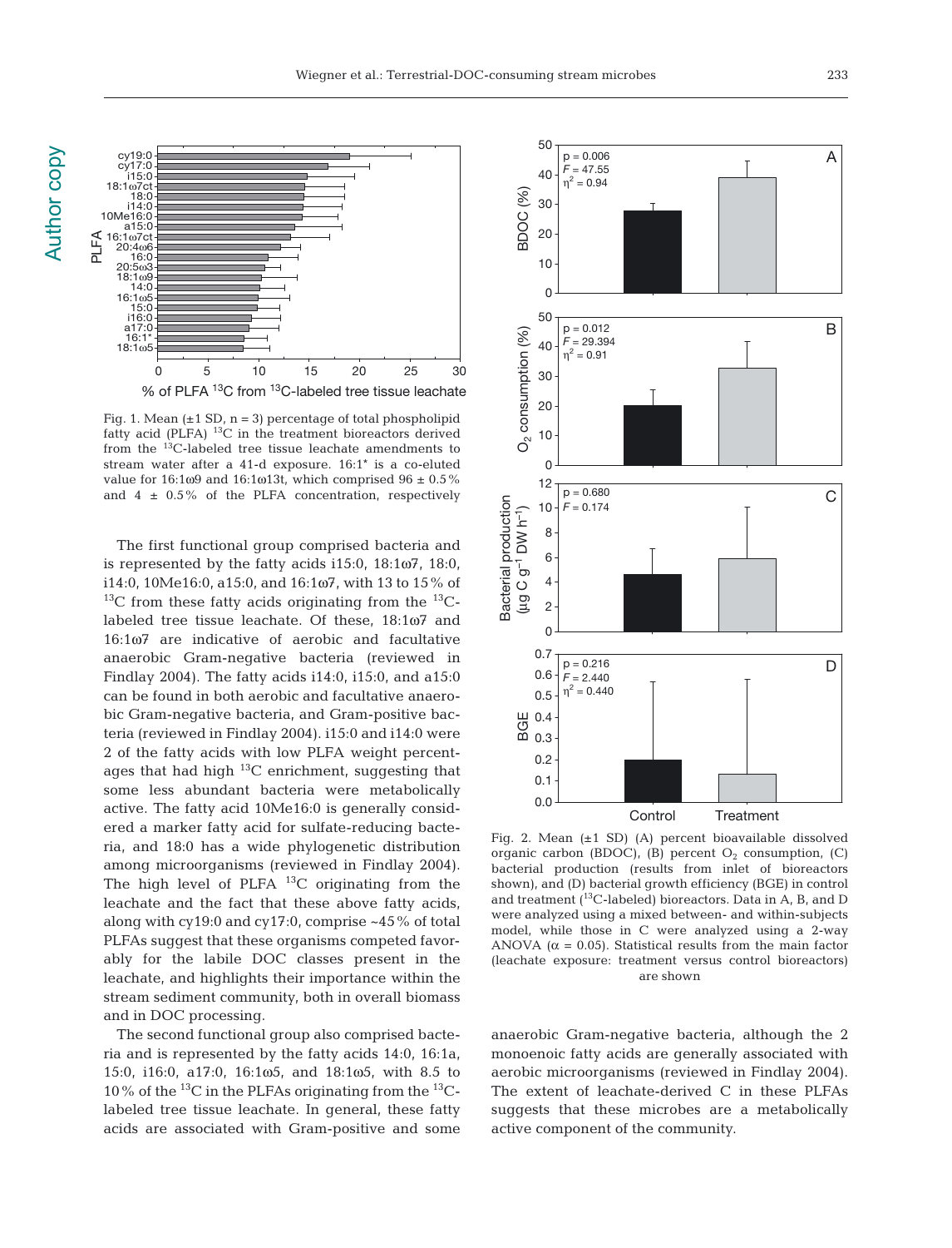Fig. 1. Mean (±1 SD, n = 3) percentage of total phospholipid fatty acid (PLFA) $^{13}$C in the treatment bioreactors derived from the $^{13}$C-labeled tree tissue leachate amendments to stream water after a 41-d exposure. 16:1* is a co-eluted value for 16:1ω9 and 16:1ω13t, which comprised 96 ± 0.5% and 4 ± 0.5% of the PLFA concentration, respectively

The first functional group comprised bacteria and is represented by the fatty acids i15:0, 18:1ω7, 18:0, i14:0, 10Me16:0, a15:0, and 16:1ω7, with 13 to 15% of $^{13}$C from these fatty acids originating from the $^{13}$C-labeled tree tissue leachate. Of these, 18:1ω7 and 16:1ω7 are indicative of aerobic and facultative anaerobic Gram-negative bacteria (reviewed in Findlay 2004). The fatty acids i14:0, i15:0, and a15:0 can be found in both aerobic and facultative anaerobic Gram-negative bacteria, and Gram-positive bacteria (reviewed in Findlay 2004). i15:0 and i14:0 were 2 of the fatty acids with low PLFA weight percentages that had high $^{13}$C enrichment, suggesting that some less abundant bacteria were metabolically active. The fatty acid 10Me16:0 is generally considered a marker fatty acid for sulfate-reducing bacteria, and 18:0 has a wide phylogenetic distribution among microorganisms (reviewed in Findlay 2004). The high level of PLFA $^{13}$C originating from the leachate and the fact that these above fatty acids, along with cy19:0 and cy17:0, comprise ~45% of total PLFAs suggest that these organisms competed favorably for the labile DOC classes present in the leachate, and highlights their importance within the stream sediment community, both in overall biomass and in DOC processing.

The second functional group also comprised bacteria and is represented by the fatty acids 14:0, 16:1a, 15:0, i16:0, a17:0, 16:1ω5, and 18:1ω5, with 8.5 to 10% of the $^{13}$C in the PLFAs originating from the $^{13}$C-labeled tree tissue leachate. In general, these fatty acids are associated with Gram-positive and some anaerobic Gram-negative bacteria, although the 2 monoenoic fatty acids are generally associated with aerobic microorganisms (reviewed in Findlay 2004). The extent of leachate-derived C in these PLFAs suggests that these microbes are a metabolically active component of the community.

Fig. 2. Mean (±1 SD) (A) percent bioavailable dissolved organic carbon (BDOC), (B) percent $O_2$ consumption, (C) bacterial production (results from inlet of bioreactors shown), and (D) bacterial growth efficiency (BGE) in control and treatment ($^{13}$C-labeled) bioreactors. Data in A, B, and D were analyzed using a mixed between- and within-subjects model, while those in C were analyzed using a 2-way ANOVA ($\alpha$ = 0.05). Statistical results from the main factor (leachate exposure: treatment versus control bioreactors) are shown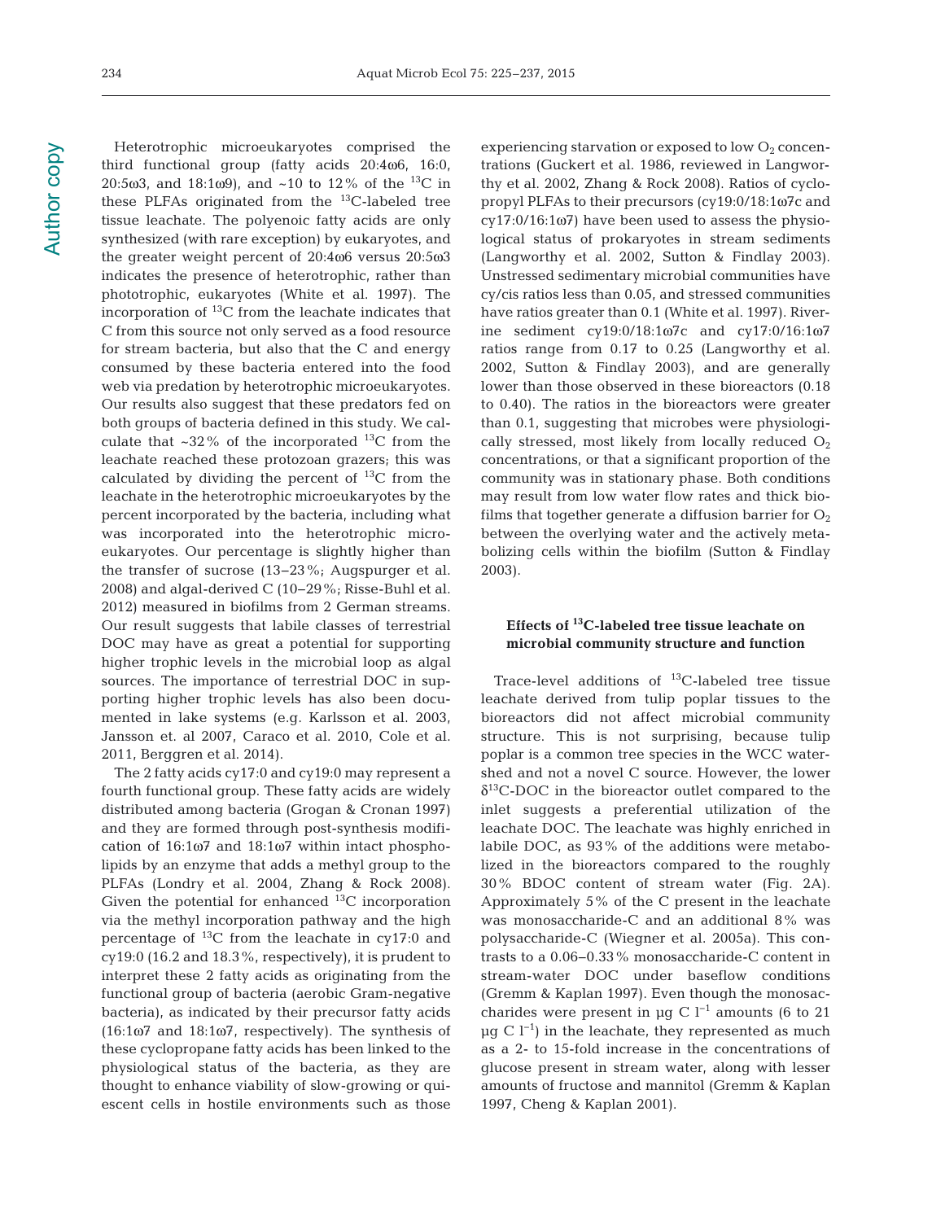Heterotrophic microeukaryotes comprised the third functional group (fatty acids 20:4ω6, 16:0, 20:5ω3, and 18:1ω9), and ~10 to 12% of the $^{13}C$ in these PLFAs originated from the $^{13}C$-labeled tree tissue leachate. The polyenoic fatty acids are only synthesized (with rare exception) by eukaryotes, and the greater weight percent of 20:4ω6 versus 20:5ω3 indicates the presence of heterotrophic, rather than phototrophic, eukaryotes (White et al. 1997). The incorporation of $^{13}C$ from the leachate indicates that C from this source not only served as a food resource for stream bacteria, but also that the C and energy consumed by these bacteria entered into the food web via predation by heterotrophic microeukaryotes. Our results also suggest that these predators fed on both groups of bacteria defined in this study. We calculate that ~32% of the incorporated $^{13}C$ from the leachate reached these protozoan grazers; this was calculated by dividing the percent of $^{13}C$ from the leachate in the heterotrophic microeukaryotes by the percent incorporated by the bacteria, including what was incorporated into the heterotrophic microeukaryotes. Our percentage is slightly higher than the transfer of sucrose (13–23%; Augspurger et al. 2008) and algal-derived C (10–29%; Risse-Buhl et al. 2012) measured in biofilms from 2 German streams. Our result suggests that labile classes of terrestrial DOC may have as great a potential for supporting higher trophic levels in the microbial loop as algal sources. The importance of terrestrial DOC in supporting higher trophic levels has also been documented in lake systems (e.g. Karlsson et al. 2003, Jansson et. al 2007, Caraco et al. 2010, Cole et al. 2011, Berggren et al. 2014).

The 2 fatty acids cy17:0 and cy19:0 may represent a fourth functional group. These fatty acids are widely distributed among bacteria (Grogan & Cronan 1997) and they are formed through post-synthesis modification of 16:1ω7 and 18:1ω7 within intact phospholipids by an enzyme that adds a methyl group to the PLFAs (Londry et al. 2004, Zhang & Rock 2008). Given the potential for enhanced $^{13}C$ incorporation via the methyl incorporation pathway and the high percentage of $^{13}C$ from the leachate in cy17:0 and cy19:0 (16.2 and 18.3%, respectively), it is prudent to interpret these 2 fatty acids as originating from the functional group of bacteria (aerobic Gram-negative bacteria), as indicated by their precursor fatty acids (16:1ω7 and 18:1ω7, respectively). The synthesis of these cyclopropane fatty acids has been linked to the physiological status of the bacteria, as they are thought to enhance viability of slow-growing or quiescent cells in hostile environments such as those experiencing starvation or exposed to low $O_2$ concentrations (Guckert et al. 1986, reviewed in Langworthy et al. 2002, Zhang & Rock 2008). Ratios of cyclopropyl PLFAs to their precursors (cy19:0/18:1ω7c and cy17:0/16:1ω7) have been used to assess the physiological status of prokaryotes in stream sediments (Langworthy et al. 2002, Sutton & Findlay 2003). Unstressed sedimentary microbial communities have cy/cis ratios less than 0.05, and stressed communities have ratios greater than 0.1 (White et al. 1997). Riverine sediment cy19:0/18:1ω7c and cy17:0/16:1ω7 ratios range from 0.17 to 0.25 (Langworthy et al. 2002, Sutton & Findlay 2003), and are generally lower than those observed in these bioreactors (0.18 to 0.40). The ratios in the bioreactors were greater than 0.1, suggesting that microbes were physiologically stressed, most likely from locally reduced $O_2$ concentrations, or that a significant proportion of the community was in stationary phase. Both conditions may result from low water flow rates and thick biofilms that together generate a diffusion barrier for $O_2$ between the overlying water and the actively metabolizing cells within the biofilm (Sutton & Findlay 2003).

## Effects of $^{13}C$-labeled tree tissue leachate on microbial community structure and function

Trace-level additions of $^{13}C$-labeled tree tissue leachate derived from tulip poplar tissues to the bioreactors did not affect microbial community structure. This is not surprising, because tulip poplar is a common tree species in the WCC watershed and not a novel C source. However, the lower $\delta^{13}C$-DOC in the bioreactor outlet compared to the inlet suggests a preferential utilization of the leachate DOC. The leachate was highly enriched in labile DOC, as 93% of the additions were metabolized in the bioreactors compared to the roughly 30% BDOC content of stream water (Fig. 2A). Approximately 5% of the C present in the leachate was monosaccharide-C and an additional 8% was polysaccharide-C (Wiegner et al. 2005a). This contrasts to a 0.06–0.33% monosaccharide-C content in stream-water DOC under baseflow conditions (Gremm & Kaplan 1997). Even though the monosaccharides were present in µg C $l^{-1}$ amounts (6 to 21 µg C $l^{-1}$) in the leachate, they represented as much as a 2- to 15-fold increase in the concentrations of glucose present in stream water, along with lesser amounts of fructose and mannitol (Gremm & Kaplan 1997, Cheng & Kaplan 2001).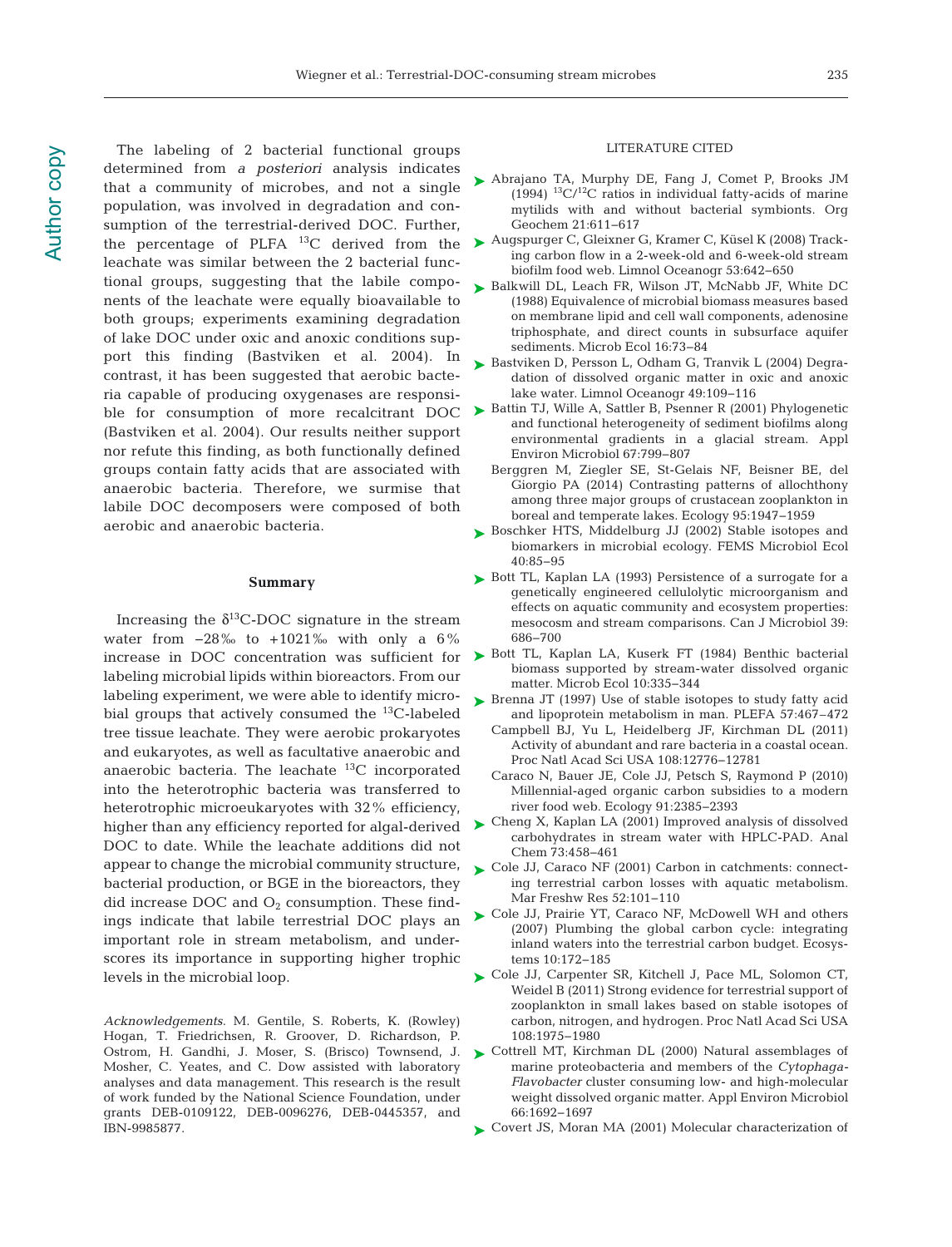The labeling of 2 bacterial functional groups determined from *a posteriori* analysis indicates that a community of microbes, and not a single population, was involved in degradation and consumption of the terrestrial-derived DOC. Further, the percentage of PLFA $^{13}C$ derived from the leachate was similar between the 2 bacterial functional groups, suggesting that the labile components of the leachate were equally bioavailable to both groups; experiments examining degradation of lake DOC under oxic and anoxic conditions support this finding (Bastviken et al. 2004). In contrast, it has been suggested that aerobic bacteria capable of producing oxygenases are responsible for consumption of more recalcitrant DOC (Bastviken et al. 2004). Our results neither support nor refute this finding, as both functionally defined groups contain fatty acids that are associated with anaerobic bacteria. Therefore, we surmise that labile DOC decomposers were composed of both aerobic and anaerobic bacteria.

## Summary

Increasing the $\delta^{13}C$-DOC signature in the stream water from −28‰ to +1021‰ with only a 6% increase in DOC concentration was sufficient for labeling microbial lipids within bioreactors. From our labeling experiment, we were able to identify microbial groups that actively consumed the $^{13}C$-labeled tree tissue leachate. They were aerobic prokaryotes and eukaryotes, as well as facultative anaerobic and anaerobic bacteria. The leachate $^{13}C$ incorporated into the heterotrophic bacteria was transferred to heterotrophic microeukaryotes with 32% efficiency, higher than any efficiency reported for algal-derived DOC to date. While the leachate additions did not appear to change the microbial community structure, bacterial production, or BGE in the bioreactors, they did increase DOC and $O_2$ consumption. These findings indicate that labile terrestrial DOC plays an important role in stream metabolism, and underscores its importance in supporting higher trophic levels in the microbial loop.

*Acknowledgements*. M. Gentile, S. Roberts, K. (Rowley) Hogan, T. Friedrichsen, R. Groover, D. Richardson, P. Ostrom, H. Gandhi, J. Moser, S. (Brisco) Townsend, J. Mosher, C. Yeates, and C. Dow assisted with laboratory analyses and data management. This research is the result of work funded by the National Science Foundation, under grants DEB-0109122, DEB-0096276, DEB-0445357, and IBN-9985877.

## LITERATURE CITED

- Abrajano TA, Murphy DE, Fang J, Comet P, Brooks JM (1994) $^{13}C/^{12}C$ ratios in individual fatty-acids of marine mytilids with and without bacterial symbionts. Org Geochem 21:611–617
- Augspurger C, Gleixner G, Kramer C, Küsel K (2008) Tracking carbon flow in a 2-week-old and 6-week-old stream biofilm food web. Limnol Oceanogr 53:642–650
- Balkwill DL, Leach FR, Wilson JT, McNabb JF, White DC (1988) Equivalence of microbial biomass measures based on membrane lipid and cell wall components, adenosine triphosphate, and direct counts in subsurface aquifer sediments. Microb Ecol 16:73–84
- Bastviken D, Persson L, Odham G, Tranvik L (2004) Degradation of dissolved organic matter in oxic and anoxic lake water. Limnol Oceanogr 49:109–116
- Battin TJ, Wille A, Sattler B, Psenner R (2001) Phylogenetic and functional heterogeneity of sediment biofilms along environmental gradients in a glacial stream. Appl Environ Microbiol 67:799–807
- Berggren M, Ziegler SE, St-Gelais NF, Beisner BE, del Giorgio PA (2014) Contrasting patterns of allochthony among three major groups of crustacean zooplankton in boreal and temperate lakes. Ecology 95:1947–1959
- Boschker HTS, Middelburg JJ (2002) Stable isotopes and biomarkers in microbial ecology. FEMS Microbiol Ecol 40:85–95
- Bott TL, Kaplan LA (1993) Persistence of a surrogate for a genetically engineered cellulolytic microorganism and effects on aquatic community and ecosystem properties: mesocosm and stream comparisons. Can J Microbiol 39: 686–700
- Bott TL, Kaplan LA, Kuserk FT (1984) Benthic bacterial biomass supported by stream-water dissolved organic matter. Microb Ecol 10:335–344
- Brenna JT (1997) Use of stable isotopes to study fatty acid and lipoprotein metabolism in man. PLEFA 57:467–472
- Campbell BJ, Yu L, Heidelberg JF, Kirchman DL (2011) Activity of abundant and rare bacteria in a coastal ocean. Proc Natl Acad Sci USA 108:12776–12781
- Caraco N, Bauer JE, Cole JJ, Petsch S, Raymond P (2010) Millennial-aged organic carbon subsidies to a modern river food web. Ecology 91:2385–2393
- Cheng X, Kaplan LA (2001) Improved analysis of dissolved carbohydrates in stream water with HPLC-PAD. Anal Chem 73:458–461
- Cole JJ, Caraco NF (2001) Carbon in catchments: connecting terrestrial carbon losses with aquatic metabolism. Mar Freshw Res 52:101–110
- Cole JJ, Prairie YT, Caraco NF, McDowell WH and others (2007) Plumbing the global carbon cycle: integrating inland waters into the terrestrial carbon budget. Ecosystems 10:172–185
- Cole JJ, Carpenter SR, Kitchell J, Pace ML, Solomon CT, Weidel B (2011) Strong evidence for terrestrial support of zooplankton in small lakes based on stable isotopes of carbon, nitrogen, and hydrogen. Proc Natl Acad Sci USA 108:1975–1980
- Cottrell MT, Kirchman DL (2000) Natural assemblages of marine proteobacteria and members of the *Cytophaga-Flavobacter* cluster consuming low- and high-molecular weight dissolved organic matter. Appl Environ Microbiol 66:1692–1697
- Covert JS, Moran MA (2001) Molecular characterization of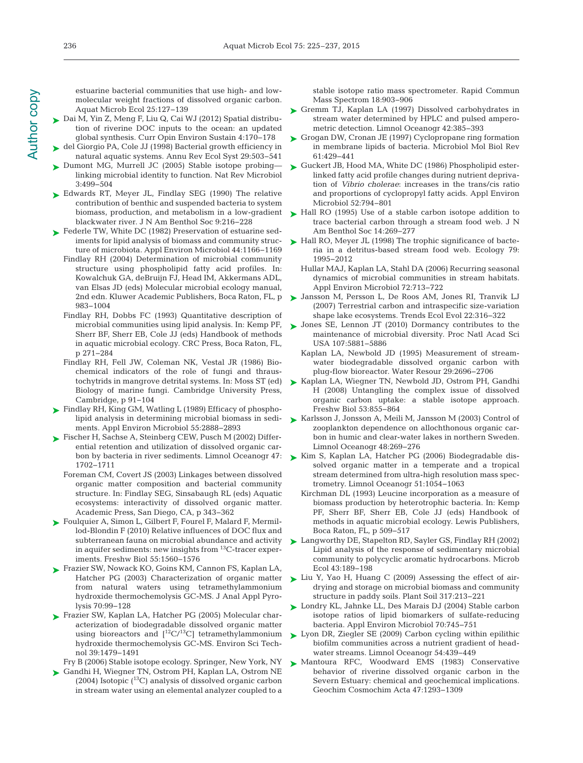estuarine bacterial communities that use high- and low-molecular weight fractions of dissolved organic carbon. Aquat Microb Ecol 25:127–139

Dai M, Yin Z, Meng F, Liu Q, Cai WJ (2012) Spatial distribution of riverine DOC inputs to the ocean: an updated global synthesis. Curr Opin Environ Sustain 4:170–178

del Giorgio PA, Cole JJ (1998) Bacterial growth efficiency in natural aquatic systems. Annu Rev Ecol Syst 29:503–541

Dumont MG, Murrell JC (2005) Stable isotope probing—linking microbial identity to function. Nat Rev Microbiol 3:499–504

Edwards RT, Meyer JL, Findlay SEG (1990) The relative contribution of benthic and suspended bacteria to system biomass, production, and metabolism in a low-gradient blackwater river. J N Am Benthol Soc 9:216–228

Federle TW, White DC (1982) Preservation of estuarine sediments for lipid analysis of biomass and community structure of microbiota. Appl Environ Microbiol 44:1166–1169

Findlay RH (2004) Determination of microbial community structure using phospholipid fatty acid profiles. In: Kowalchuk GA, deBruijn FJ, Head IM, Akkermans ADL, van Elsas JD (eds) Molecular microbial ecology manual, 2nd edn. Kluwer Academic Publishers, Boca Raton, FL, p 983–1004

Findlay RH, Dobbs FC (1993) Quantitative description of microbial communities using lipid analysis. In: Kemp PF, Sherr BF, Sherr EB, Cole JJ (eds) Handbook of methods in aquatic microbial ecology. CRC Press, Boca Raton, FL, p 271–284

Findlay RH, Fell JW, Coleman NK, Vestal JR (1986) Biochemical indicators of the role of fungi and thraustochytrids in mangrove detrital systems. In: Moss ST (ed) Biology of marine fungi. Cambridge University Press, Cambridge, p 91–104

Findlay RH, King GM, Watling L (1989) Efficacy of phospholipid analysis in determining microbial biomass in sediments. Appl Environ Microbiol 55:2888–2893

Fischer H, Sachse A, Steinberg CEW, Pusch M (2002) Differential retention and utilization of dissolved organic carbon by bacteria in river sediments. Limnol Oceanogr 47: 1702–1711

Foreman CM, Covert JS (2003) Linkages between dissolved organic matter composition and bacterial community structure. In: Findlay SEG, Sinsabaugh RL (eds) Aquatic ecosystems: interactivity of dissolved organic matter. Academic Press, San Diego, CA, p 343–362

Foulquier A, Simon L, Gilbert F, Fourel F, Malard F, Mermillod-Blondin F (2010) Relative influences of DOC flux and subterranean fauna on microbial abundance and activity in aquifer sediments: new insights from $^{13}$C-tracer experiments. Freshw Biol 55:1560–1576

Frazier SW, Nowack KO, Goins KM, Cannon FS, Kaplan LA, Hatcher PG (2003) Characterization of organic matter from natural waters using tetramethylammonium hydroxide thermochemolysis GC-MS. J Anal Appl Pyrolysis 70:99–128

Frazier SW, Kaplan LA, Hatcher PG (2005) Molecular characterization of biodegradable dissolved organic matter using bioreactors and [$^{12}$C/$^{13}$C] tetramethylammonium hydroxide thermochemolysis GC-MS. Environ Sci Technol 39:1479–1491

Fry B (2006) Stable isotope ecology. Springer, New York, NY

Gandhi H, Wiegner TN, Ostrom PH, Kaplan LA, Ostrom NE (2004) Isotopic ($^{13}$C) analysis of dissolved organic carbon in stream water using an elemental analyzer coupled to a stable isotope ratio mass spectrometer. Rapid Commun Mass Spectrom 18:903–906

Gremm TJ, Kaplan LA (1997) Dissolved carbohydrates in stream water determined by HPLC and pulsed amperometric detection. Limnol Oceanogr 42:385–393

Grogan DW, Cronan JE (1997) Cyclopropane ring formation in membrane lipids of bacteria. Microbiol Mol Biol Rev 61:429–441

Guckert JB, Hood MA, White DC (1986) Phospholipid ester-linked fatty acid profile changes during nutrient deprivation of *Vibrio cholerae*: increases in the trans/cis ratio and proportions of cyclopropyl fatty acids. Appl Environ Microbiol 52:794–801

Hall RO (1995) Use of a stable carbon isotope addition to trace bacterial carbon through a stream food web. J N Am Benthol Soc 14:269–277

Hall RO, Meyer JL (1998) The trophic significance of bacteria in a detritus-based stream food web. Ecology 79: 1995–2012

Hullar MAJ, Kaplan LA, Stahl DA (2006) Recurring seasonal dynamics of microbial communities in stream habitats. Appl Environ Microbiol 72:713–722

Jansson M, Persson L, De Roos AM, Jones RI, Tranvik LJ (2007) Terrestrial carbon and intraspecific size-variation shape lake ecosystems. Trends Ecol Evol 22:316–322

Jones SE, Lennon JT (2010) Dormancy contributes to the maintenance of microbial diversity. Proc Natl Acad Sci USA 107:5881–5886

Kaplan LA, Newbold JD (1995) Measurement of streamwater biodegradable dissolved organic carbon with plug-flow bioreactor. Water Resour 29:2696–2706

Kaplan LA, Wiegner TN, Newbold JD, Ostrom PH, Gandhi H (2008) Untangling the complex issue of dissolved organic carbon uptake: a stable isotope approach. Freshw Biol 53:855–864

Karlsson J, Jonsson A, Meili M, Jansson M (2003) Control of zooplankton dependence on allochthonous organic carbon in humic and clear-water lakes in northern Sweden. Limnol Oceanogr 48:269–276

Kim S, Kaplan LA, Hatcher PG (2006) Biodegradable dissolved organic matter in a temperate and a tropical stream determined from ultra-high resolution mass spectrometry. Limnol Oceanogr 51:1054–1063

Kirchman DL (1993) Leucine incorporation as a measure of biomass production by heterotrophic bacteria. In: Kemp PF, Sherr BF, Sherr EB, Cole JJ (eds) Handbook of methods in aquatic microbial ecology. Lewis Publishers, Boca Raton, FL, p 509–517

Langworthy DE, Stapelton RD, Sayler GS, Findlay RH (2002) Lipid analysis of the response of sedimentary microbial community to polycyclic aromatic hydrocarbons. Microb Ecol 43:189–198

Liu Y, Yao H, Huang C (2009) Assessing the effect of air-drying and storage on microbial biomass and community structure in paddy soils. Plant Soil 317:213–221

Londry KL, Jahnke LL, Des Marais DJ (2004) Stable carbon isotope ratios of lipid biomarkers of sulfate-reducing bacteria. Appl Environ Microbiol 70:745–751

Lyon DR, Ziegler SE (2009) Carbon cycling within epilithic biofilm communities across a nutrient gradient of headwater streams. Limnol Oceanogr 54:439–449

Mantoura RFC, Woodward EMS (1983) Conservative behavior of riverine dissolved organic carbon in the Severn Estuary: chemical and geochemical implications. Geochim Cosmochim Acta 47:1293–1309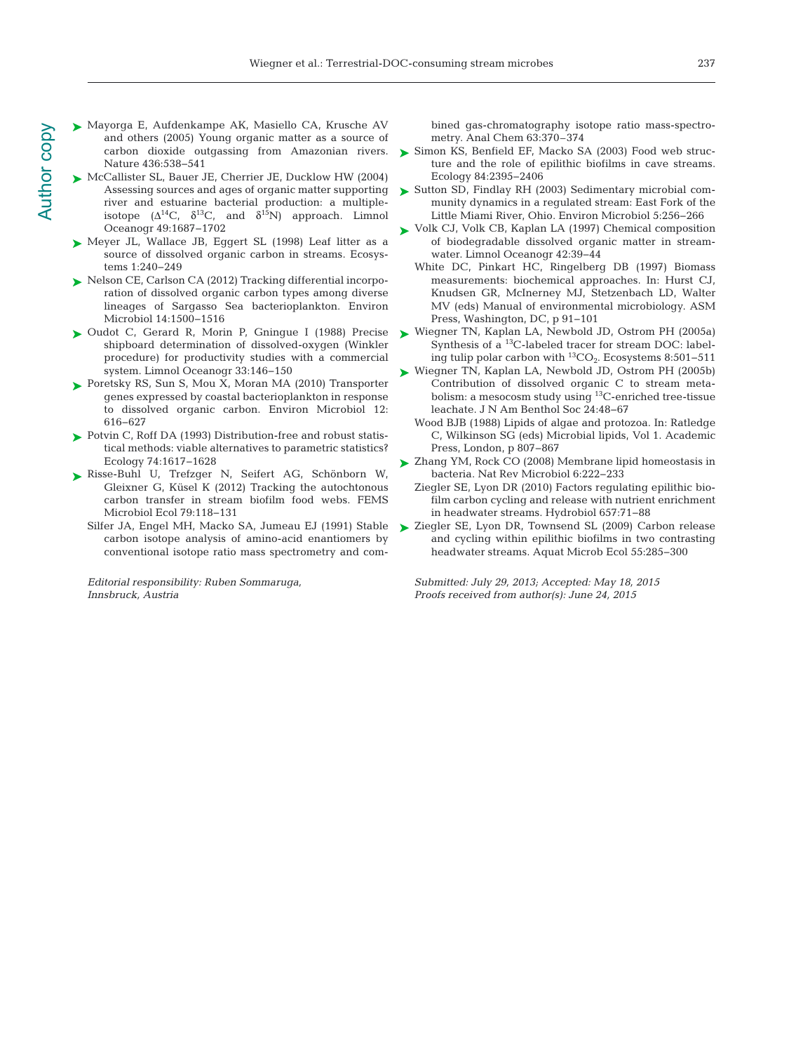- Mayorga E, Aufdenkampe AK, Masiello CA, Krusche AV and others (2005) Young organic matter as a source of carbon dioxide outgassing from Amazonian rivers. Nature 436:538−541
- McCallister SL, Bauer JE, Cherrier JE, Ducklow HW (2004) Assessing sources and ages of organic matter supporting river and estuarine bacterial production: a multiple-isotope ($\Delta^{14}C$, $\delta^{13}C$, and $\delta^{15}N$) approach. Limnol Oceanogr 49:1687−1702
- Meyer JL, Wallace JB, Eggert SL (1998) Leaf litter as a source of dissolved organic carbon in streams. Ecosystems 1:240−249
- Nelson CE, Carlson CA (2012) Tracking differential incorporation of dissolved organic carbon types among diverse lineages of Sargasso Sea bacterioplankton. Environ Microbiol 14:1500−1516
- Oudot C, Gerard R, Morin P, Gningue I (1988) Precise shipboard determination of dissolved-oxygen (Winkler procedure) for productivity studies with a commercial system. Limnol Oceanogr 33:146−150
- Poretsky RS, Sun S, Mou X, Moran MA (2010) Transporter genes expressed by coastal bacterioplankton in response to dissolved organic carbon. Environ Microbiol 12: 616−627
- Potvin C, Roff DA (1993) Distribution-free and robust statistical methods: viable alternatives to parametric statistics? Ecology 74:1617−1628
- Risse-Buhl U, Trefzger N, Seifert AG, Schönborn W, Gleixner G, Küsel K (2012) Tracking the autochtonous carbon transfer in stream biofilm food webs. FEMS Microbiol Ecol 79:118−131
- Silfer JA, Engel MH, Macko SA, Jumeau EJ (1991) Stable carbon isotope analysis of amino-acid enantiomers by conventional isotope ratio mass spectrometry and combined gas-chromatography isotope ratio mass-spectrometry. Anal Chem 63:370−374
- Simon KS, Benfield EF, Macko SA (2003) Food web structure and the role of epilithic biofilms in cave streams. Ecology 84:2395−2406
- Sutton SD, Findlay RH (2003) Sedimentary microbial community dynamics in a regulated stream: East Fork of the Little Miami River, Ohio. Environ Microbiol 5:256−266
- Volk CJ, Volk CB, Kaplan LA (1997) Chemical composition of biodegradable dissolved organic matter in streamwater. Limnol Oceanogr 42:39−44
- White DC, Pinkart HC, Ringelberg DB (1997) Biomass measurements: biochemical approaches. In: Hurst CJ, Knudsen GR, McInerney MJ, Stetzenbach LD, Walter MV (eds) Manual of environmental microbiology. ASM Press, Washington, DC, p 91−101
- Wiegner TN, Kaplan LA, Newbold JD, Ostrom PH (2005a) Synthesis of a $^{13}C$-labeled tracer for stream DOC: labeling tulip polar carbon with $^{13}CO_2$. Ecosystems 8:501−511
- Wiegner TN, Kaplan LA, Newbold JD, Ostrom PH (2005b) Contribution of dissolved organic C to stream metabolism: a mesocosm study using $^{13}C$-enriched tree-tissue leachate. J N Am Benthol Soc 24:48−67
- Wood BJB (1988) Lipids of algae and protozoa. In: Ratledge C, Wilkinson SG (eds) Microbial lipids, Vol 1. Academic Press, London, p 807−867
- Zhang YM, Rock CO (2008) Membrane lipid homeostasis in bacteria. Nat Rev Microbiol 6:222−233
- Ziegler SE, Lyon DR (2010) Factors regulating epilithic biofilm carbon cycling and release with nutrient enrichment in headwater streams. Hydrobiol 657:71−88
- Ziegler SE, Lyon DR, Townsend SL (2009) Carbon release and cycling within epilithic biofilms in two contrasting headwater streams. Aquat Microb Ecol 55:285−300

*Editorial responsibility: Ruben Sommaruga, Innsbruck, Austria*

*Submitted: July 29, 2013; Accepted: May 18, 2015*
*Proofs received from author(s): June 24, 2015*